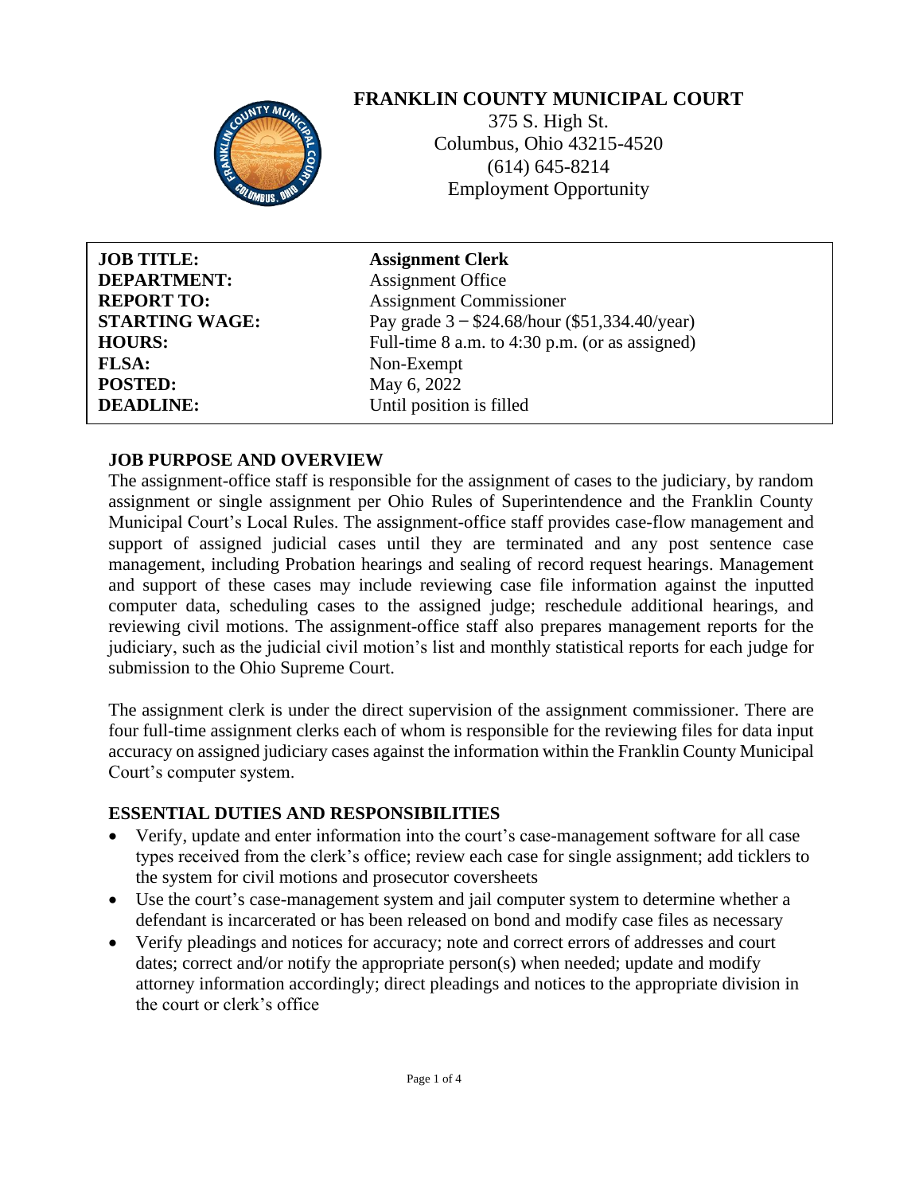# FRANKLIN COUNTY MUNICIPAL COURT

375 S. High St.
Columbus, Ohio 43215-4520
(614) 645-8214
Employment Opportunity

| | |
|---|---|
| **JOB TITLE:** | **Assignment Clerk** |
| **DEPARTMENT:** | Assignment Office |
| **REPORT TO:** | Assignment Commissioner |
| **STARTING WAGE:** | Pay grade 3 – $24.68/hour ($51,334.40/year) |
| **HOURS:** | Full-time 8 a.m. to 4:30 p.m. (or as assigned) |
| **FLSA:** | Non-Exempt |
| **POSTED:** | May 6, 2022 |
| **DEADLINE:** | Until position is filled |

## JOB PURPOSE AND OVERVIEW

The assignment-office staff is responsible for the assignment of cases to the judiciary, by random assignment or single assignment per Ohio Rules of Superintendence and the Franklin County Municipal Court's Local Rules. The assignment-office staff provides case-flow management and support of assigned judicial cases until they are terminated and any post sentence case management, including Probation hearings and sealing of record request hearings. Management and support of these cases may include reviewing case file information against the inputted computer data, scheduling cases to the assigned judge; reschedule additional hearings, and reviewing civil motions. The assignment-office staff also prepares management reports for the judiciary, such as the judicial civil motion's list and monthly statistical reports for each judge for submission to the Ohio Supreme Court.

The assignment clerk is under the direct supervision of the assignment commissioner. There are four full-time assignment clerks each of whom is responsible for the reviewing files for data input accuracy on assigned judiciary cases against the information within the Franklin County Municipal Court's computer system.

## ESSENTIAL DUTIES AND RESPONSIBILITIES

- Verify, update and enter information into the court's case-management software for all case types received from the clerk's office; review each case for single assignment; add ticklers to the system for civil motions and prosecutor coversheets
- Use the court's case-management system and jail computer system to determine whether a defendant is incarcerated or has been released on bond and modify case files as necessary
- Verify pleadings and notices for accuracy; note and correct errors of addresses and court dates; correct and/or notify the appropriate person(s) when needed; update and modify attorney information accordingly; direct pleadings and notices to the appropriate division in the court or clerk's office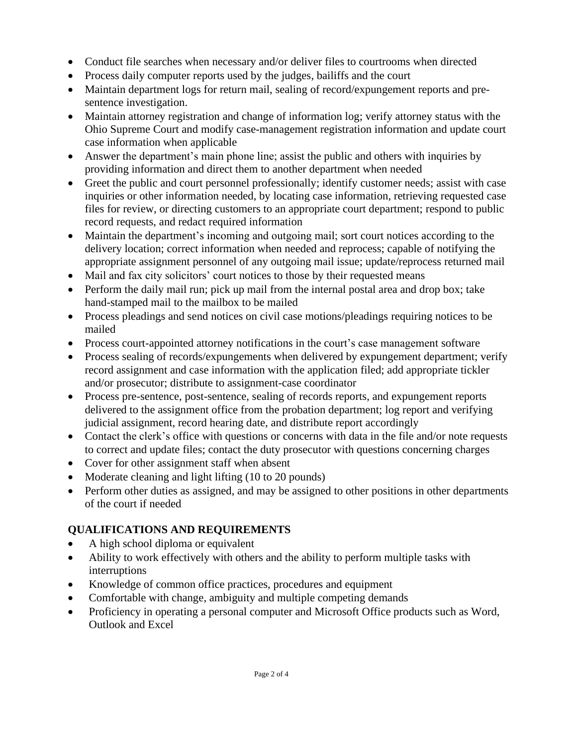- Conduct file searches when necessary and/or deliver files to courtrooms when directed
- Process daily computer reports used by the judges, bailiffs and the court
- Maintain department logs for return mail, sealing of record/expungement reports and pre-sentence investigation.
- Maintain attorney registration and change of information log; verify attorney status with the Ohio Supreme Court and modify case-management registration information and update court case information when applicable
- Answer the department's main phone line; assist the public and others with inquiries by providing information and direct them to another department when needed
- Greet the public and court personnel professionally; identify customer needs; assist with case inquiries or other information needed, by locating case information, retrieving requested case files for review, or directing customers to an appropriate court department; respond to public record requests, and redact required information
- Maintain the department's incoming and outgoing mail; sort court notices according to the delivery location; correct information when needed and reprocess; capable of notifying the appropriate assignment personnel of any outgoing mail issue; update/reprocess returned mail
- Mail and fax city solicitors' court notices to those by their requested means
- Perform the daily mail run; pick up mail from the internal postal area and drop box; take hand-stamped mail to the mailbox to be mailed
- Process pleadings and send notices on civil case motions/pleadings requiring notices to be mailed
- Process court-appointed attorney notifications in the court's case management software
- Process sealing of records/expungements when delivered by expungement department; verify record assignment and case information with the application filed; add appropriate tickler and/or prosecutor; distribute to assignment-case coordinator
- Process pre-sentence, post-sentence, sealing of records reports, and expungement reports delivered to the assignment office from the probation department; log report and verifying judicial assignment, record hearing date, and distribute report accordingly
- Contact the clerk's office with questions or concerns with data in the file and/or note requests to correct and update files; contact the duty prosecutor with questions concerning charges
- Cover for other assignment staff when absent
- Moderate cleaning and light lifting (10 to 20 pounds)
- Perform other duties as assigned, and may be assigned to other positions in other departments of the court if needed

## QUALIFICATIONS AND REQUIREMENTS

- A high school diploma or equivalent
- Ability to work effectively with others and the ability to perform multiple tasks with interruptions
- Knowledge of common office practices, procedures and equipment
- Comfortable with change, ambiguity and multiple competing demands
- Proficiency in operating a personal computer and Microsoft Office products such as Word, Outlook and Excel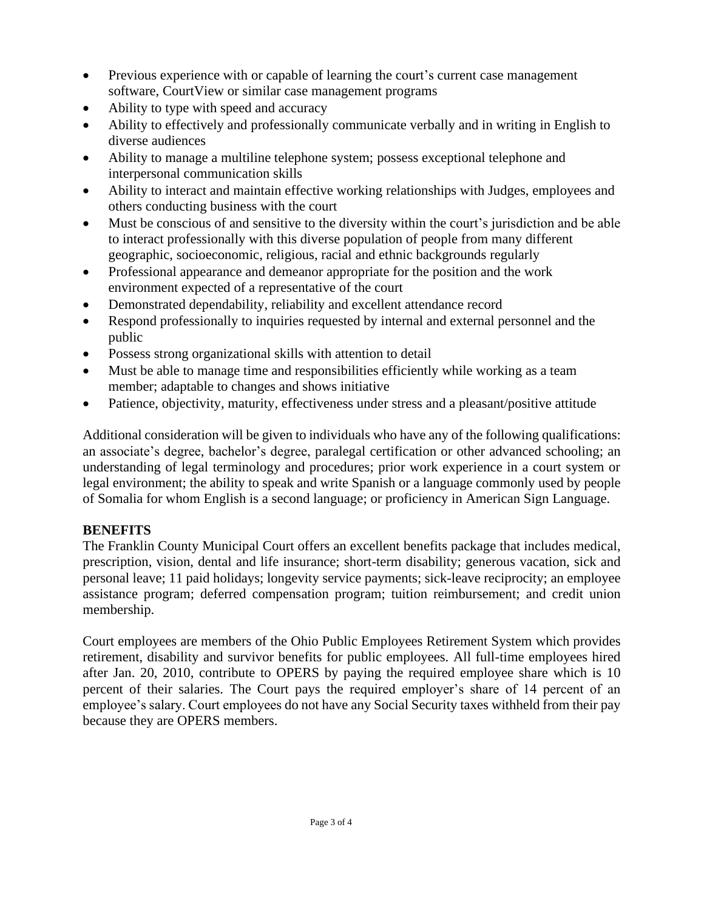- Previous experience with or capable of learning the court's current case management software, CourtView or similar case management programs
- Ability to type with speed and accuracy
- Ability to effectively and professionally communicate verbally and in writing in English to diverse audiences
- Ability to manage a multiline telephone system; possess exceptional telephone and interpersonal communication skills
- Ability to interact and maintain effective working relationships with Judges, employees and others conducting business with the court
- Must be conscious of and sensitive to the diversity within the court's jurisdiction and be able to interact professionally with this diverse population of people from many different geographic, socioeconomic, religious, racial and ethnic backgrounds regularly
- Professional appearance and demeanor appropriate for the position and the work environment expected of a representative of the court
- Demonstrated dependability, reliability and excellent attendance record
- Respond professionally to inquiries requested by internal and external personnel and the public
- Possess strong organizational skills with attention to detail
- Must be able to manage time and responsibilities efficiently while working as a team member; adaptable to changes and shows initiative
- Patience, objectivity, maturity, effectiveness under stress and a pleasant/positive attitude

Additional consideration will be given to individuals who have any of the following qualifications: an associate's degree, bachelor's degree, paralegal certification or other advanced schooling; an understanding of legal terminology and procedures; prior work experience in a court system or legal environment; the ability to speak and write Spanish or a language commonly used by people of Somalia for whom English is a second language; or proficiency in American Sign Language.

**BENEFITS**

The Franklin County Municipal Court offers an excellent benefits package that includes medical, prescription, vision, dental and life insurance; short-term disability; generous vacation, sick and personal leave; 11 paid holidays; longevity service payments; sick-leave reciprocity; an employee assistance program; deferred compensation program; tuition reimbursement; and credit union membership.

Court employees are members of the Ohio Public Employees Retirement System which provides retirement, disability and survivor benefits for public employees. All full-time employees hired after Jan. 20, 2010, contribute to OPERS by paying the required employee share which is 10 percent of their salaries. The Court pays the required employer's share of 14 percent of an employee's salary. Court employees do not have any Social Security taxes withheld from their pay because they are OPERS members.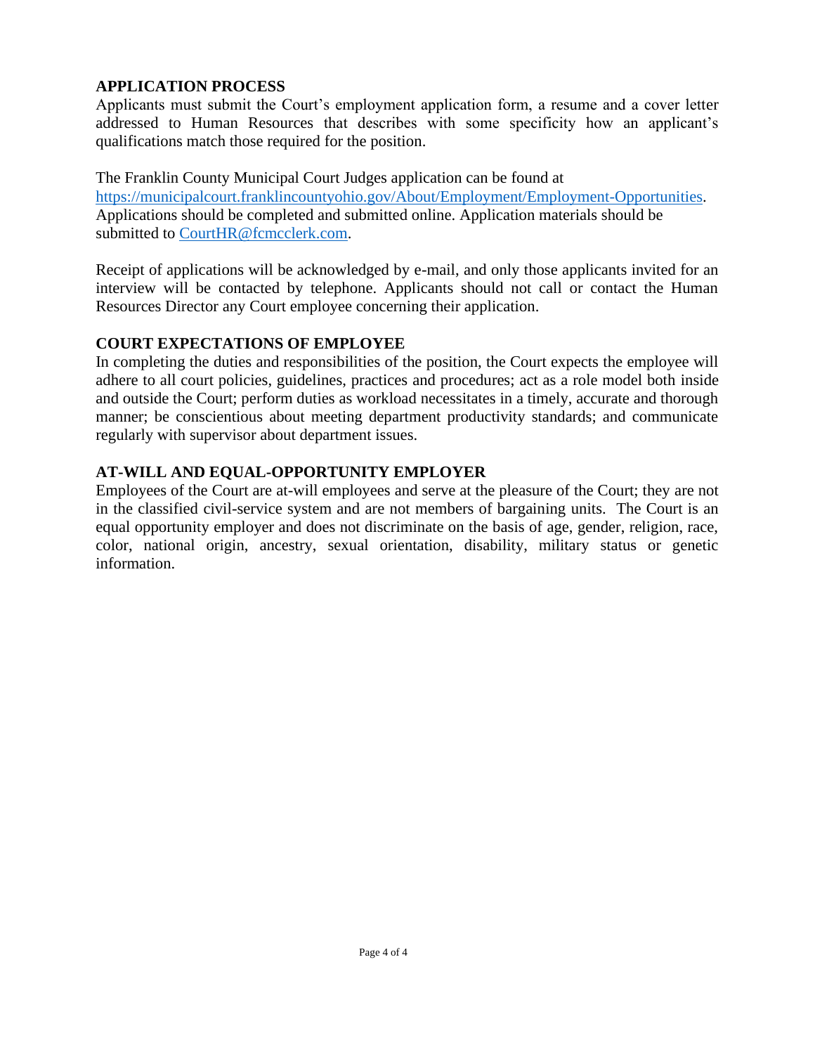## APPLICATION PROCESS

Applicants must submit the Court's employment application form, a resume and a cover letter addressed to Human Resources that describes with some specificity how an applicant's qualifications match those required for the position.

The Franklin County Municipal Court Judges application can be found at https://municipalcourt.franklincountyohio.gov/About/Employment/Employment-Opportunities. Applications should be completed and submitted online. Application materials should be submitted to CourtHR@fcmcclerk.com.

Receipt of applications will be acknowledged by e-mail, and only those applicants invited for an interview will be contacted by telephone. Applicants should not call or contact the Human Resources Director any Court employee concerning their application.

## COURT EXPECTATIONS OF EMPLOYEE

In completing the duties and responsibilities of the position, the Court expects the employee will adhere to all court policies, guidelines, practices and procedures; act as a role model both inside and outside the Court; perform duties as workload necessitates in a timely, accurate and thorough manner; be conscientious about meeting department productivity standards; and communicate regularly with supervisor about department issues.

## AT-WILL AND EQUAL-OPPORTUNITY EMPLOYER

Employees of the Court are at-will employees and serve at the pleasure of the Court; they are not in the classified civil-service system and are not members of bargaining units. The Court is an equal opportunity employer and does not discriminate on the basis of age, gender, religion, race, color, national origin, ancestry, sexual orientation, disability, military status or genetic information.